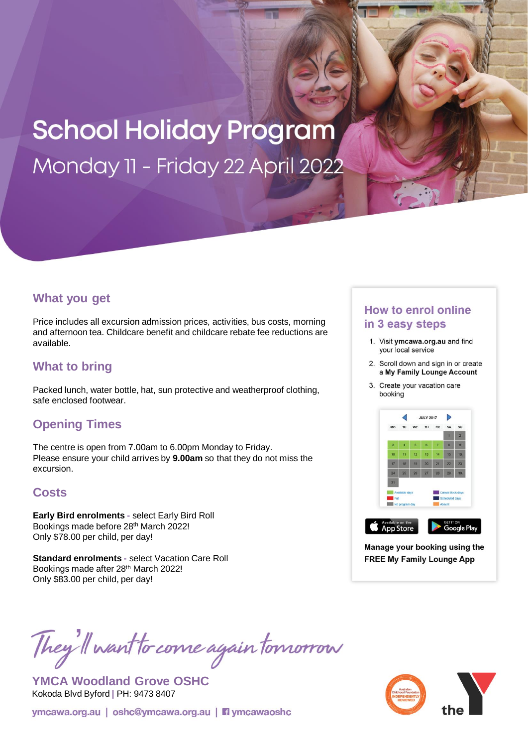# School Holiday Program

Monday 11 - Friday 22 April 2022

## What you get

Price includes all excursion admission prices, activities, bus costs, morning and afternoon tea. Childcare benefit and childcare rebate fee reductions are available.

## What to bring

Packed lunch, water bottle, hat, sun protective and weatherproof clothing, safe enclosed footwear.

## Opening Times

The centre is open from 7.00am to 6.00pm Monday to Friday.
Please ensure your child arrives by **9.00am** so that they do not miss the excursion.

## Costs

**Early Bird enrolments** - select Early Bird Roll
Bookings made before 28th March 2022!
Only $78.00 per child, per day!

**Standard enrolments** - select Vacation Care Roll
Bookings made after 28th March 2022!
Only $83.00 per child, per day!

## How to enrol online in 3 easy steps

1. Visit **ymcawa.org.au** and find your local service
2. Scroll down and sign in or create a **My Family Lounge Account**
3. Create your vacation care booking

**Manage your booking using the FREE My Family Lounge App**

*They'll want to come again tomorrow*

**YMCA Woodland Grove OSHC**
Kokoda Blvd Byford | PH: 9473 8407

ymcawa.org.au | oshc@ymcawa.org.au | ymcawaoshc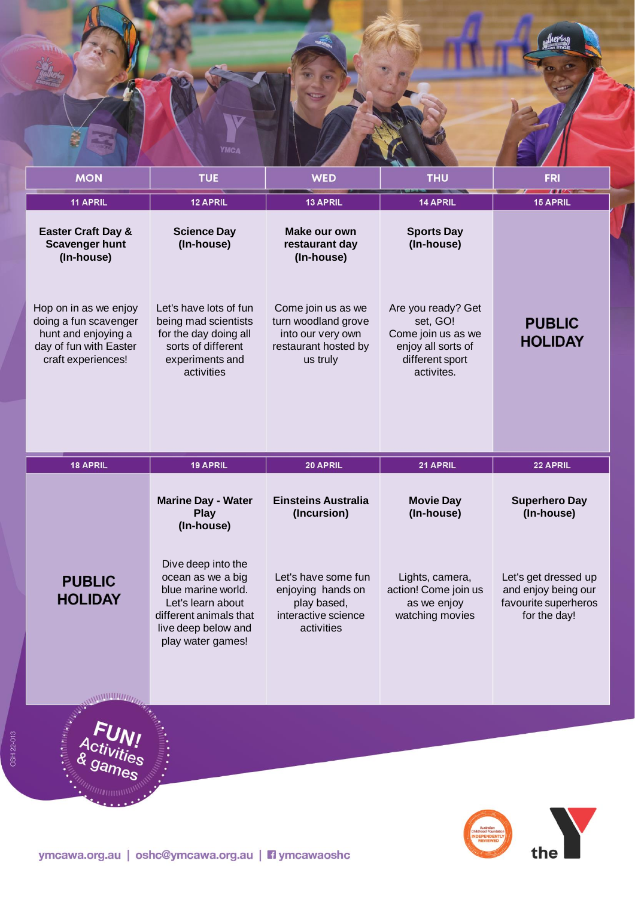| MON | TUE | WED | THU | FRI |
|---|---|---|---|---|
| 11 APRIL | 12 APRIL | 13 APRIL | 14 APRIL | 15 APRIL |
| **Easter Craft Day & Scavenger hunt (In-house)**<br><br>Hop on in as we enjoy doing a fun scavenger hunt and enjoying a day of fun with Easter craft experiences! | **Science Day (In-house)**<br><br>Let's have lots of fun being mad scientists for the day doing all sorts of different experiments and activities | **Make our own restaurant day (In-house)**<br><br>Come join us as we turn woodland grove into our very own restaurant hosted by us truly | **Sports Day (In-house)**<br><br>Are you ready? Get set, GO! Come join us as we enjoy all sorts of different sport activites. | **PUBLIC HOLIDAY** |
| 18 APRIL | 19 APRIL | 20 APRIL | 21 APRIL | 22 APRIL |
| **PUBLIC HOLIDAY** | **Marine Day - Water Play (In-house)**<br><br>Dive deep into the ocean as we a big blue marine world. Let's learn about different animals that live deep below and play water games! | **Einsteins Australia (Incursion)**<br><br>Let's have some fun enjoying hands on play based, interactive science activities | **Movie Day (In-house)**<br><br>Lights, camera, action! Come join us as we enjoy watching movies | **Superhero Day (In-house)**<br><br>Let's get dressed up and enjoy being our favourite superheros for the day! |

FUN! Activities & games

OSH 22-013

ymcawa.org.au | oshc@ymcawa.org.au | ymcawaoshc